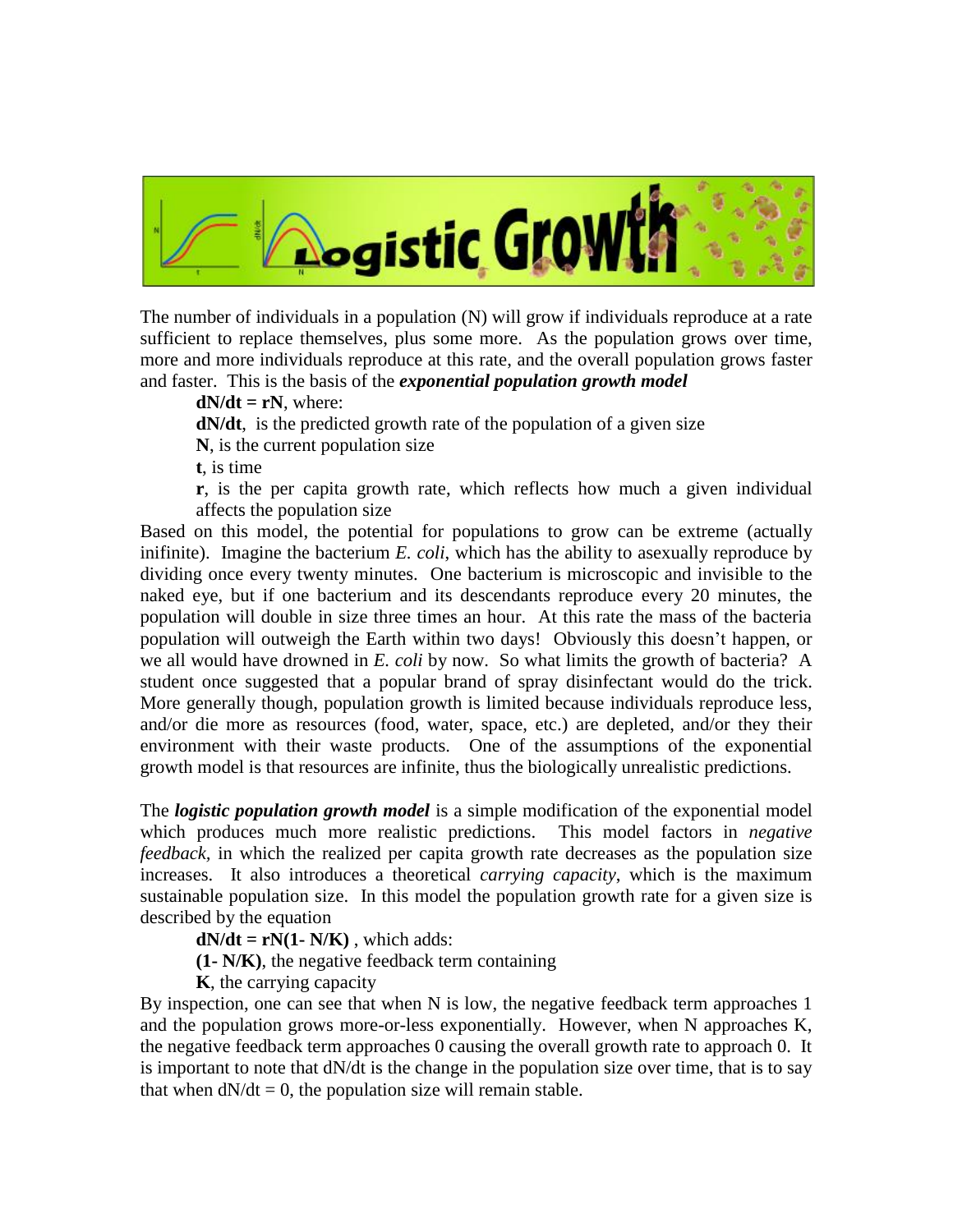# Logistic Growth

The number of individuals in a population (N) will grow if individuals reproduce at a rate sufficient to replace themselves, plus some more. As the population grows over time, more and more individuals reproduce at this rate, and the overall population grows faster and faster. This is the basis of the ***exponential population growth model***

**$dN/dt = rN$**, where:

**$dN/dt$**, is the predicted growth rate of the population of a given size

**$N$**, is the current population size

**$t$**, is time

**$r$**, is the per capita growth rate, which reflects how much a given individual affects the population size

Based on this model, the potential for populations to grow can be extreme (actually inifinite). Imagine the bacterium *E. coli*, which has the ability to asexually reproduce by dividing once every twenty minutes. One bacterium is microscopic and invisible to the naked eye, but if one bacterium and its descendants reproduce every 20 minutes, the population will double in size three times an hour. At this rate the mass of the bacteria population will outweigh the Earth within two days! Obviously this doesn't happen, or we all would have drowned in *E. coli* by now. So what limits the growth of bacteria? A student once suggested that a popular brand of spray disinfectant would do the trick. More generally though, population growth is limited because individuals reproduce less, and/or die more as resources (food, water, space, etc.) are depleted, and/or they their environment with their waste products. One of the assumptions of the exponential growth model is that resources are infinite, thus the biologically unrealistic predictions.

The ***logistic population growth model*** is a simple modification of the exponential model which produces much more realistic predictions. This model factors in *negative feedback*, in which the realized per capita growth rate decreases as the population size increases. It also introduces a theoretical *carrying capacity*, which is the maximum sustainable population size. In this model the population growth rate for a given size is described by the equation

**$dN/dt = rN(1- N/K)$** , which adds:

**$(1- N/K)$**, the negative feedback term containing

**$K$**, the carrying capacity

By inspection, one can see that when N is low, the negative feedback term approaches 1 and the population grows more-or-less exponentially. However, when N approaches K, the negative feedback term approaches 0 causing the overall growth rate to approach 0. It is important to note that dN/dt is the change in the population size over time, that is to say that when $dN/dt = 0$, the population size will remain stable.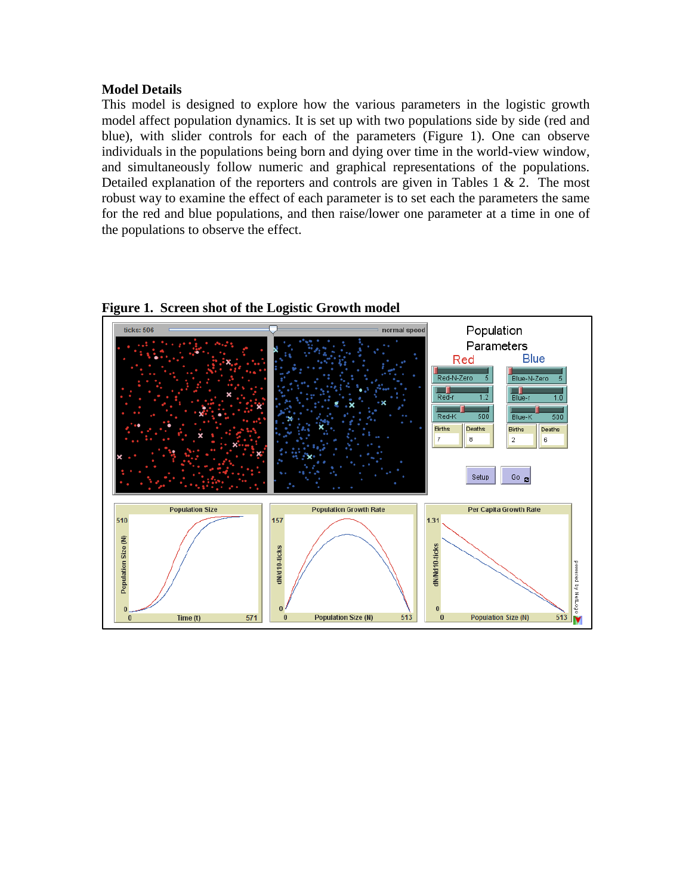**Model Details**

This model is designed to explore how the various parameters in the logistic growth model affect population dynamics. It is set up with two populations side by side (red and blue), with slider controls for each of the parameters (Figure 1). One can observe individuals in the populations being born and dying over time in the world-view window, and simultaneously follow numeric and graphical representations of the populations. Detailed explanation of the reporters and controls are given in Tables 1 & 2. The most robust way to examine the effect of each parameter is to set each the parameters the same for the red and blue populations, and then raise/lower one parameter at a time in one of the populations to observe the effect.

**Figure 1. Screen shot of the Logistic Growth model**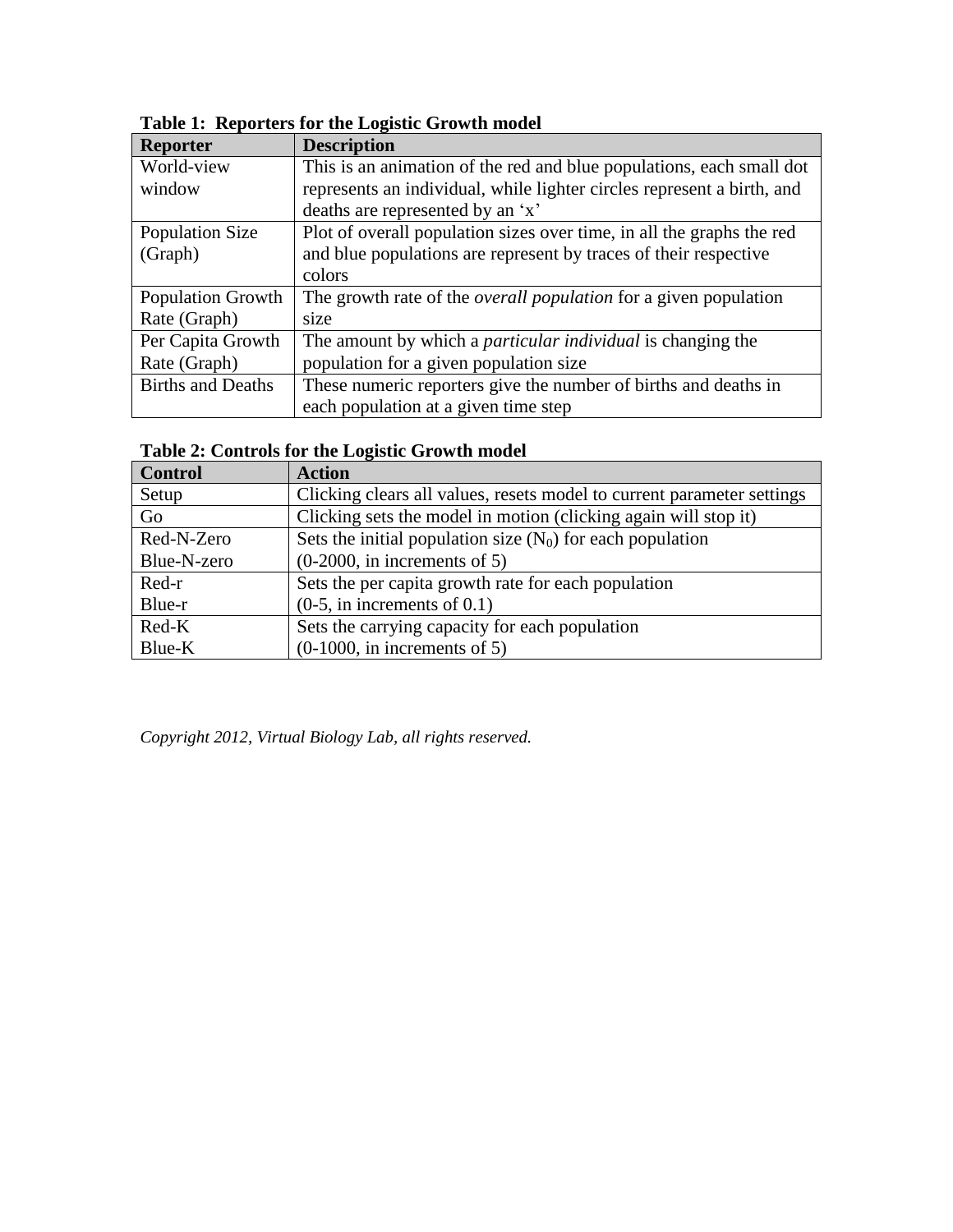**Table 1: Reporters for the Logistic Growth model**

| Reporter | Description |
|---|---|
| World-view window | This is an animation of the red and blue populations, each small dot represents an individual, while lighter circles represent a birth, and deaths are represented by an 'x' |
| Population Size (Graph) | Plot of overall population sizes over time, in all the graphs the red and blue populations are represent by traces of their respective colors |
| Population Growth Rate (Graph) | The growth rate of the *overall population* for a given population size |
| Per Capita Growth Rate (Graph) | The amount by which a *particular individual* is changing the population for a given population size |
| Births and Deaths | These numeric reporters give the number of births and deaths in each population at a given time step |

**Table 2: Controls for the Logistic Growth model**

| Control | Action |
|---|---|
| Setup | Clicking clears all values, resets model to current parameter settings |
| Go | Clicking sets the model in motion (clicking again will stop it) |
| Red-N-Zero<br>Blue-N-zero | Sets the initial population size ($N_0$) for each population<br>(0-2000, in increments of 5) |
| Red-r<br>Blue-r | Sets the per capita growth rate for each population<br>(0-5, in increments of 0.1) |
| Red-K<br>Blue-K | Sets the carrying capacity for each population<br>(0-1000, in increments of 5) |

*Copyright 2012, Virtual Biology Lab, all rights reserved.*